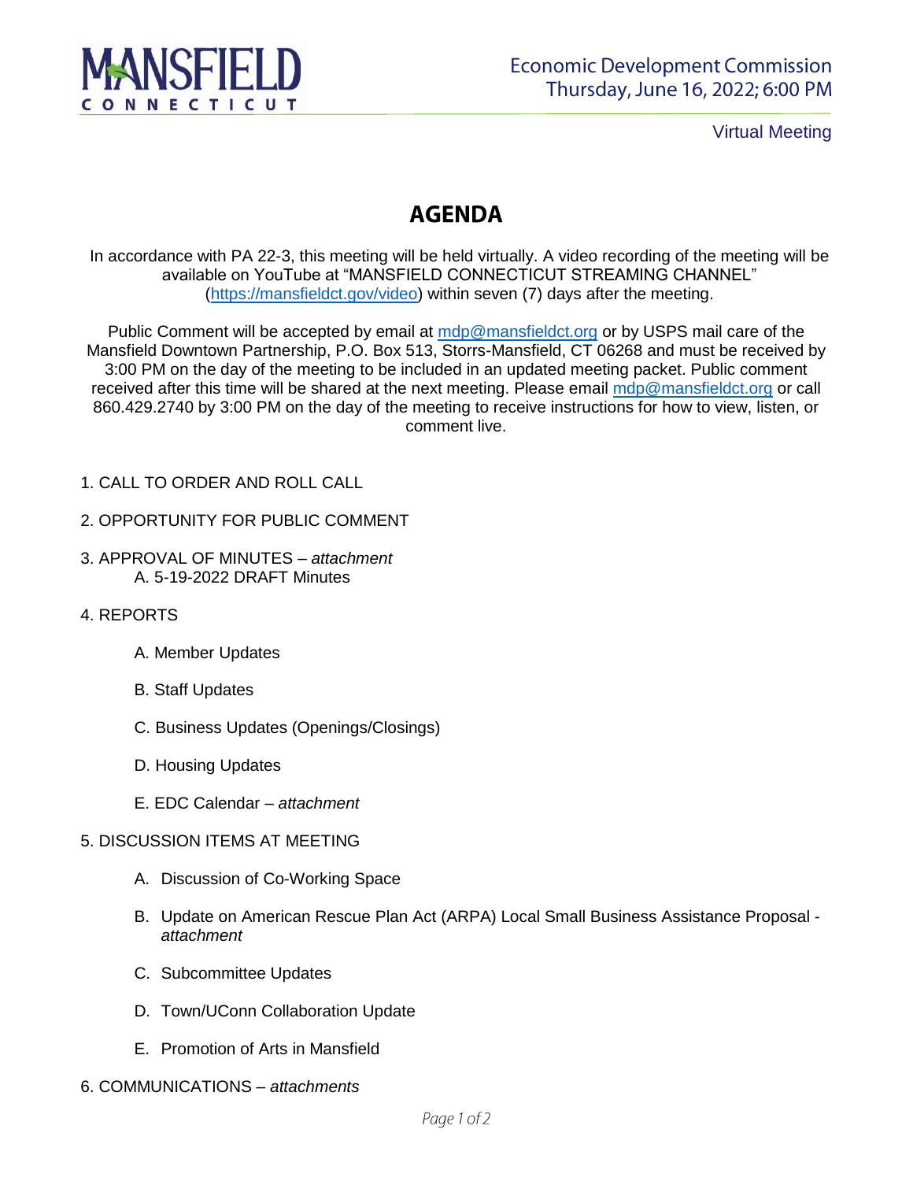MANSFIELD CONNECTICUT

Economic Development Commission
Thursday, June 16, 2022; 6:00 PM

Virtual Meeting

# AGENDA

In accordance with PA 22-3, this meeting will be held virtually. A video recording of the meeting will be available on YouTube at "MANSFIELD CONNECTICUT STREAMING CHANNEL" (https://mansfieldct.gov/video) within seven (7) days after the meeting.

Public Comment will be accepted by email at mdp@mansfieldct.org or by USPS mail care of the Mansfield Downtown Partnership, P.O. Box 513, Storrs-Mansfield, CT 06268 and must be received by 3:00 PM on the day of the meeting to be included in an updated meeting packet. Public comment received after this time will be shared at the next meeting. Please email mdp@mansfieldct.org or call 860.429.2740 by 3:00 PM on the day of the meeting to receive instructions for how to view, listen, or comment live.

1. CALL TO ORDER AND ROLL CALL

2. OPPORTUNITY FOR PUBLIC COMMENT

3. APPROVAL OF MINUTES – *attachment*
   A. 5-19-2022 DRAFT Minutes

4. REPORTS
   A. Member Updates
   B. Staff Updates
   C. Business Updates (Openings/Closings)
   D. Housing Updates
   E. EDC Calendar – *attachment*

5. DISCUSSION ITEMS AT MEETING
   A. Discussion of Co-Working Space
   B. Update on American Rescue Plan Act (ARPA) Local Small Business Assistance Proposal - *attachment*
   C. Subcommittee Updates
   D. Town/UConn Collaboration Update
   E. Promotion of Arts in Mansfield

6. COMMUNICATIONS – *attachments*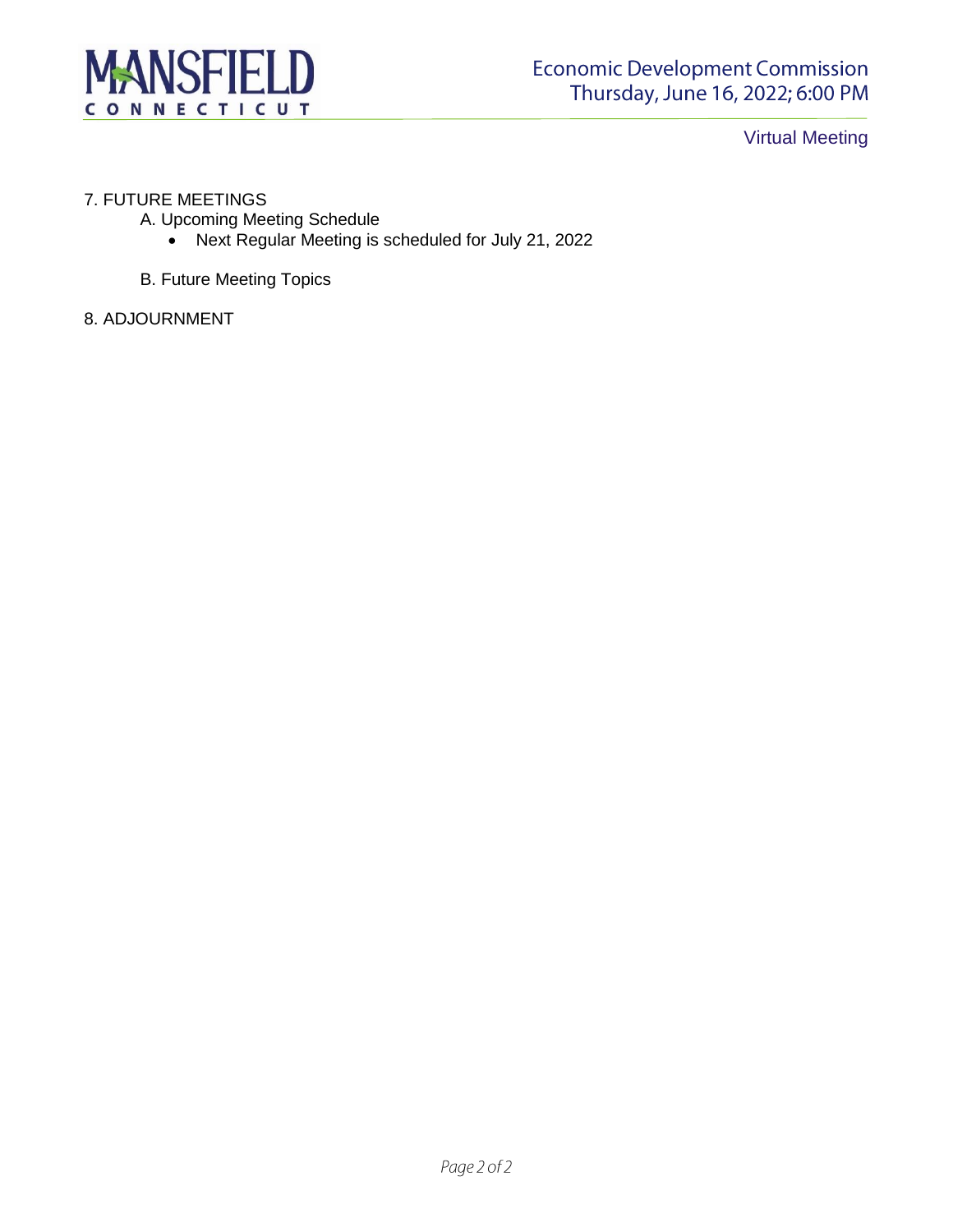7. FUTURE MEETINGS

A. Upcoming Meeting Schedule

- Next Regular Meeting is scheduled for July 21, 2022

B. Future Meeting Topics

8. ADJOURNMENT